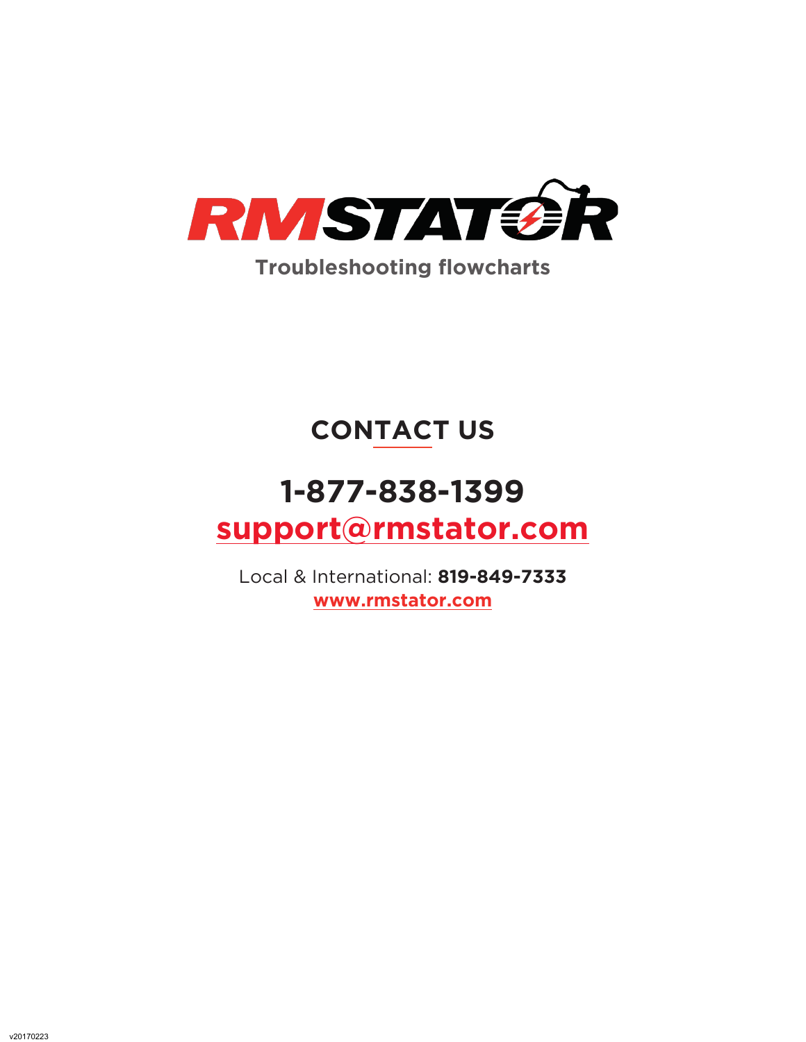# RMSTATOR

**Troubleshooting flowcharts**

## CONTACT US

## 1-877-838-1399

## support@rmstator.com

Local & International: **819-849-7333**

**www.rmstator.com**

v20170223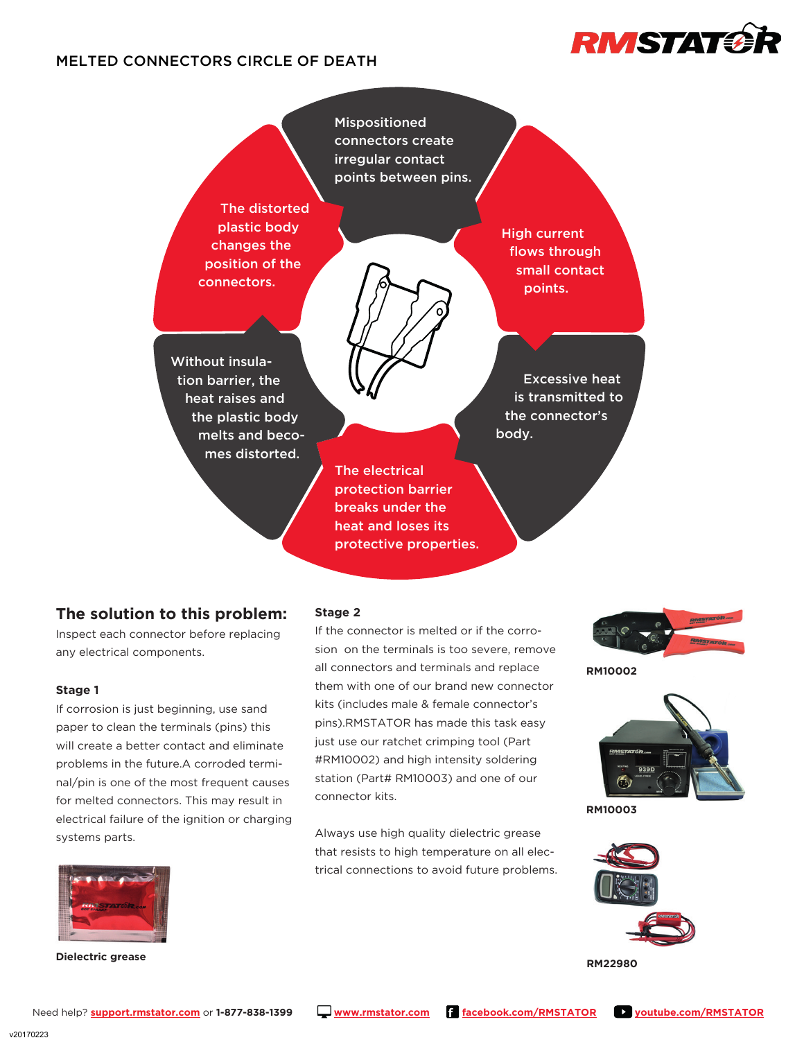## MELTED CONNECTORS CIRCLE OF DEATH

Mispositioned connectors create irregular contact points between pins.

High current flows through small contact points.

Excessive heat is transmitted to the connector's body.

The electrical protection barrier breaks under the heat and loses its protective properties.

Without insulation barrier, the heat raises and the plastic body melts and becomes distorted.

The distorted plastic body changes the position of the connectors.

## The solution to this problem:

Inspect each connector before replacing any electrical components.

### Stage 1

If corrosion is just beginning, use sand paper to clean the terminals (pins) this will create a better contact and eliminate problems in the future.A corroded terminal/pin is one of the most frequent causes for melted connectors. This may result in electrical failure of the ignition or charging systems parts.

**Dielectric grease**

### Stage 2

If the connector is melted or if the corrosion on the terminals is too severe, remove all connectors and terminals and replace them with one of our brand new connector kits (includes male & female connector's pins).RMSTATOR has made this task easy just use our ratchet crimping tool (Part #RM10002) and high intensity soldering station (Part# RM10003) and one of our connector kits.

Always use high quality dielectric grease that resists to high temperature on all electrical connections to avoid future problems.

**RM10002**

**RM10003**

**RM22980**

Need help? support.rmstator.com or **1-877-838-1399** www.rmstator.com facebook.com/RMSTATOR youtube.com/RMSTATOR

v20170223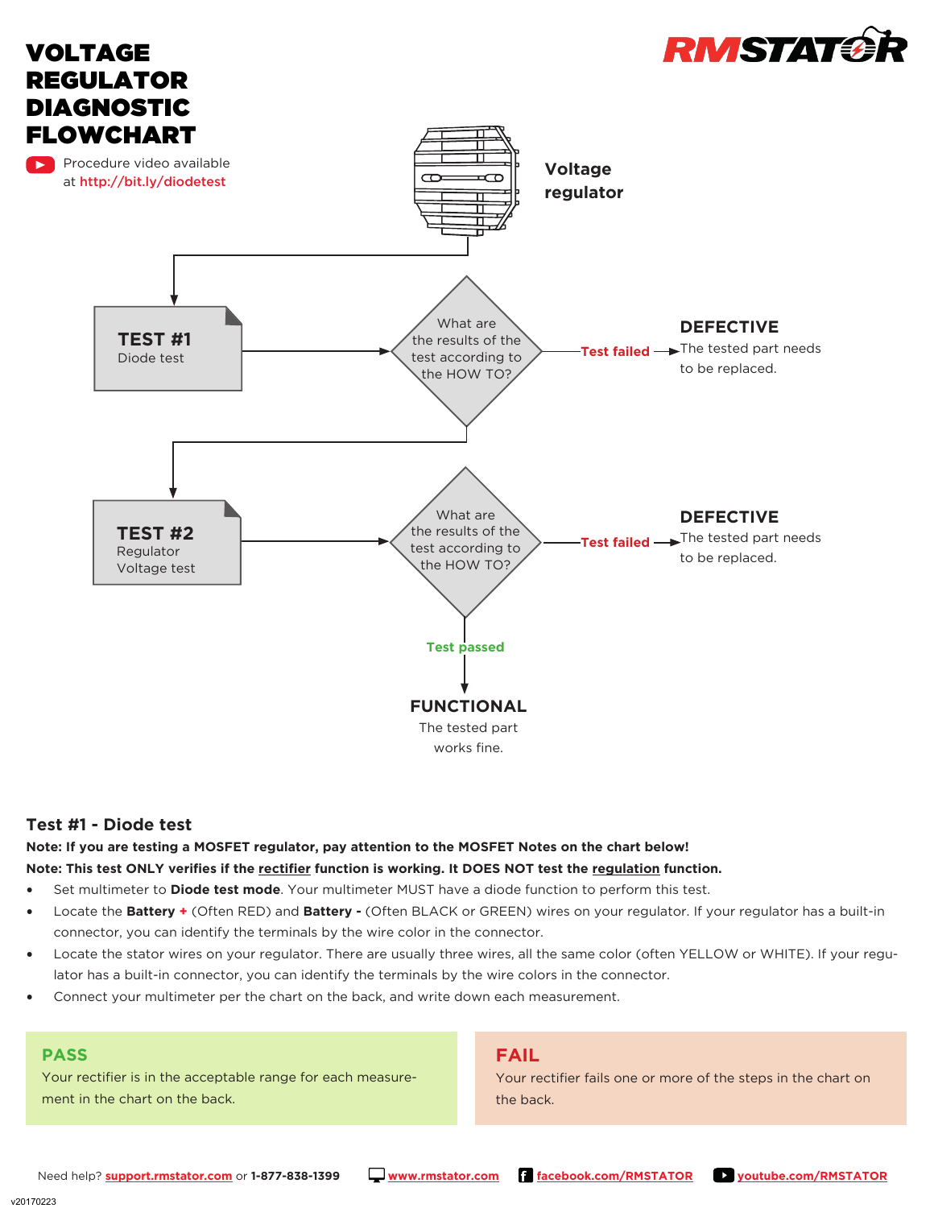# VOLTAGE REGULATOR DIAGNOSTIC FLOWCHART

Procedure video available at http://bit.ly/diodetest

Voltage regulator

**TEST #1**
Diode test

What are the results of the test according to the HOW TO?

Test failed → **DEFECTIVE**
The tested part needs to be replaced.

**TEST #2**
Regulator Voltage test

What are the results of the test according to the HOW TO?

Test failed → **DEFECTIVE**
The tested part needs to be replaced.

Test passed

**FUNCTIONAL**
The tested part works fine.

## Test #1 - Diode test

**Note: If you are testing a MOSFET regulator, pay attention to the MOSFET Notes on the chart below!**

**Note: This test ONLY verifies if the rectifier function is working. It DOES NOT test the regulation function.**

- Set multimeter to **Diode test mode**. Your multimeter MUST have a diode function to perform this test.
- Locate the **Battery +** (Often RED) and **Battery -** (Often BLACK or GREEN) wires on your regulator. If your regulator has a built-in connector, you can identify the terminals by the wire color in the connector.
- Locate the stator wires on your regulator. There are usually three wires, all the same color (often YELLOW or WHITE). If your regulator has a built-in connector, you can identify the terminals by the wire colors in the connector.
- Connect your multimeter per the chart on the back, and write down each measurement.

**PASS**
Your rectifier is in the acceptable range for each measurement in the chart on the back.

**FAIL**
Your rectifier fails one or more of the steps in the chart on the back.

Need help? support.rmstator.com or 1-877-838-1399 www.rmstator.com facebook.com/RMSTATOR youtube.com/RMSTATOR

v20170223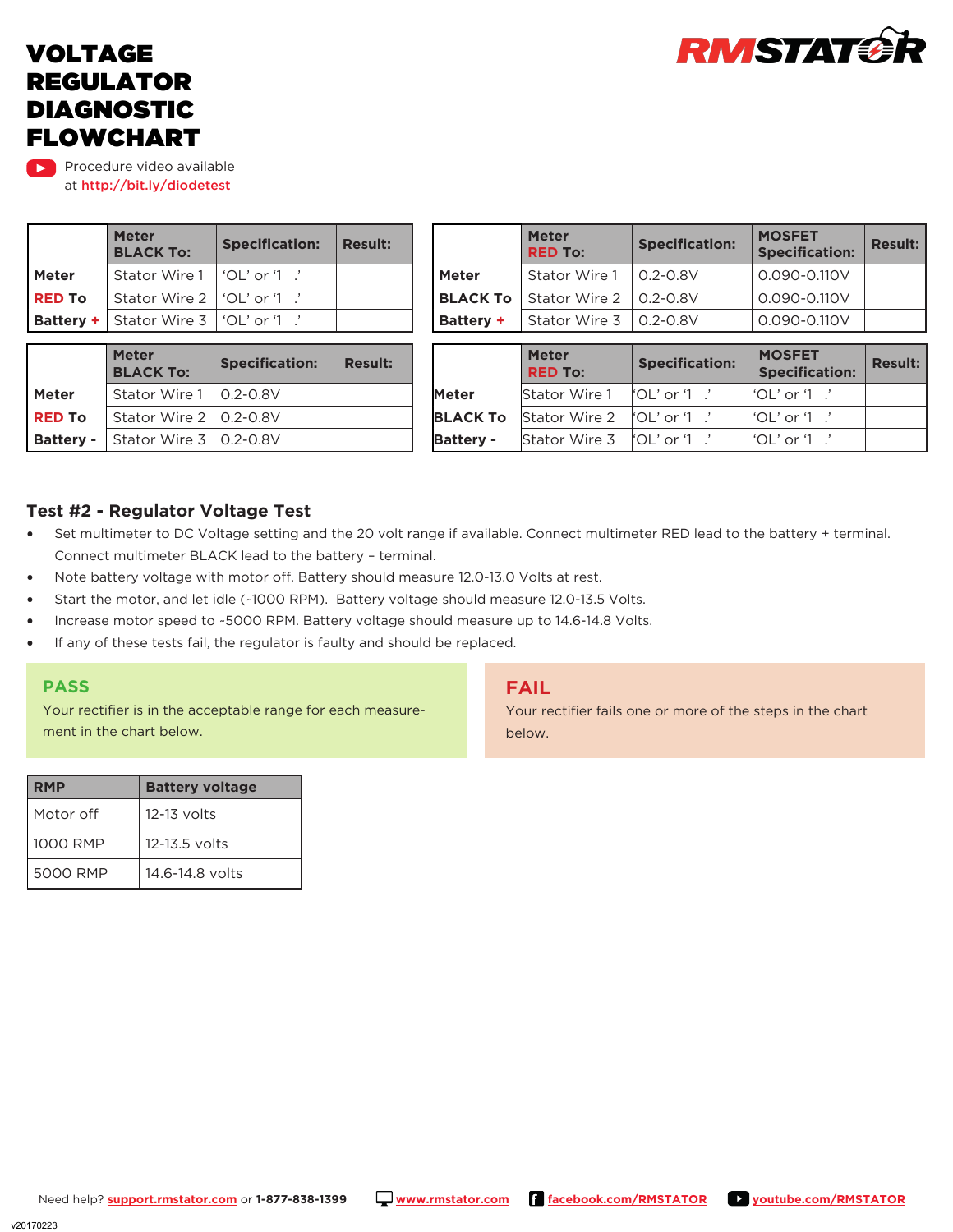# VOLTAGE REGULATOR DIAGNOSTIC FLOWCHART

Procedure video available at http://bit.ly/diodetest

| | Meter BLACK To: | Specification: | Result: |
|---|---|---|---|
| Meter RED To Battery + | Stator Wire 1 | 'OL' or '1 .' | |
| | Stator Wire 2 | 'OL' or '1 .' | |
| | Stator Wire 3 | 'OL' or '1 .' | |

| | Meter RED To: | Specification: | MOSFET Specification: | Result: |
|---|---|---|---|---|
| Meter BLACK To Battery + | Stator Wire 1 | 0.2-0.8V | 0.090-0.110V | |
| | Stator Wire 2 | 0.2-0.8V | 0.090-0.110V | |
| | Stator Wire 3 | 0.2-0.8V | 0.090-0.110V | |

| | Meter BLACK To: | Specification: | Result: |
|---|---|---|---|
| Meter RED To Battery - | Stator Wire 1 | 0.2-0.8V | |
| | Stator Wire 2 | 0.2-0.8V | |
| | Stator Wire 3 | 0.2-0.8V | |

| | Meter RED To: | Specification: | MOSFET Specification: | Result: |
|---|---|---|---|---|
| Meter BLACK To Battery - | Stator Wire 1 | 'OL' or '1 .' | 'OL' or '1 .' | |
| | Stator Wire 2 | 'OL' or '1 .' | 'OL' or '1 .' | |
| | Stator Wire 3 | 'OL' or '1 .' | 'OL' or '1 .' | |

## Test #2 - Regulator Voltage Test

- Set multimeter to DC Voltage setting and the 20 volt range if available. Connect multimeter RED lead to the battery + terminal. Connect multimeter BLACK lead to the battery – terminal.
- Note battery voltage with motor off. Battery should measure 12.0-13.0 Volts at rest.
- Start the motor, and let idle (~1000 RPM). Battery voltage should measure 12.0-13.5 Volts.
- Increase motor speed to ~5000 RPM. Battery voltage should measure up to 14.6-14.8 Volts.
- If any of these tests fail, the regulator is faulty and should be replaced.

**PASS**

Your rectifier is in the acceptable range for each measurement in the chart below.

**FAIL**

Your rectifier fails one or more of the steps in the chart below.

| RMP | Battery voltage |
|---|---|
| Motor off | 12-13 volts |
| 1000 RMP | 12-13.5 volts |
| 5000 RMP | 14.6-14.8 volts |

Need help? support.rmstator.com or 1-877-838-1399 www.rmstator.com facebook.com/RMSTATOR youtube.com/RMSTATOR

v20170223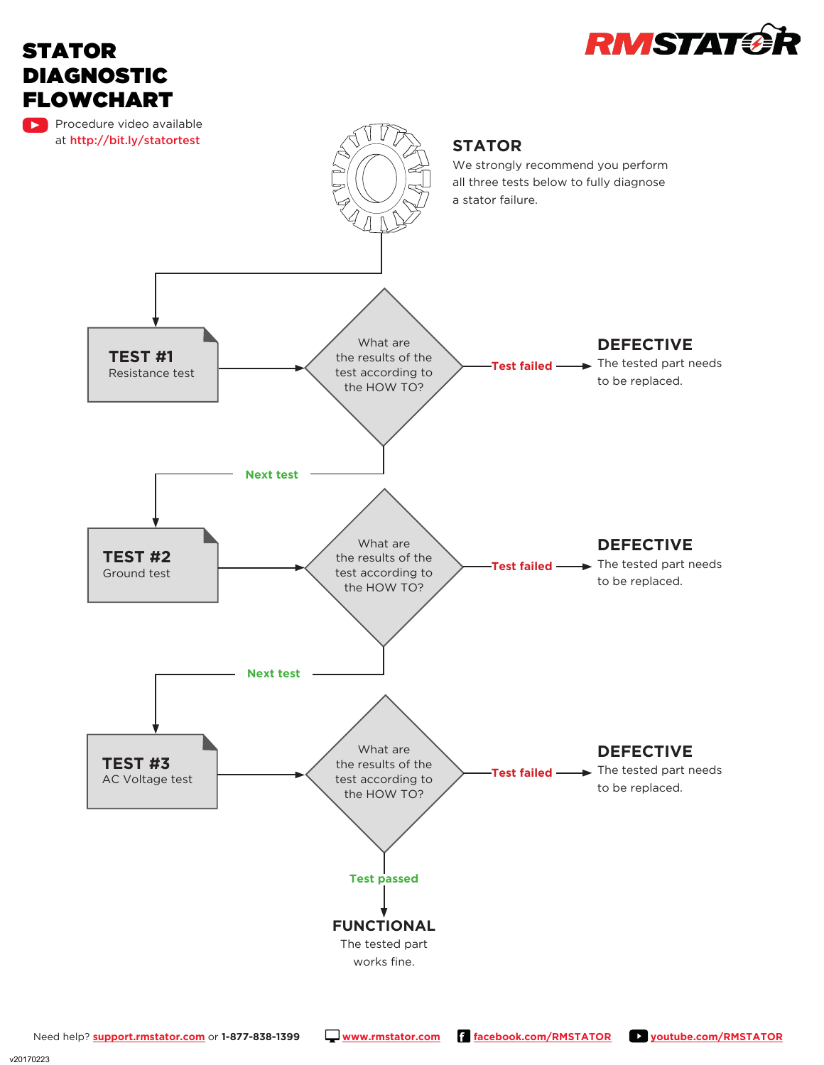# STATOR DIAGNOSTIC FLOWCHART

Procedure video available at http://bit.ly/statortest

RMSTATOR

## STATOR

We strongly recommend you perform all three tests below to fully diagnose a stator failure.

**TEST #1**
Resistance test

What are the results of the test according to the HOW TO?

Test failed → **DEFECTIVE** The tested part needs to be replaced.

Next test

**TEST #2**
Ground test

What are the results of the test according to the HOW TO?

Test failed → **DEFECTIVE** The tested part needs to be replaced.

Next test

**TEST #3**
AC Voltage test

What are the results of the test according to the HOW TO?

Test failed → **DEFECTIVE** The tested part needs to be replaced.

Test passed

**FUNCTIONAL**
The tested part works fine.

Need help? support.rmstator.com or 1-877-838-1399 www.rmstator.com facebook.com/RMSTATOR youtube.com/RMSTATOR

v20170223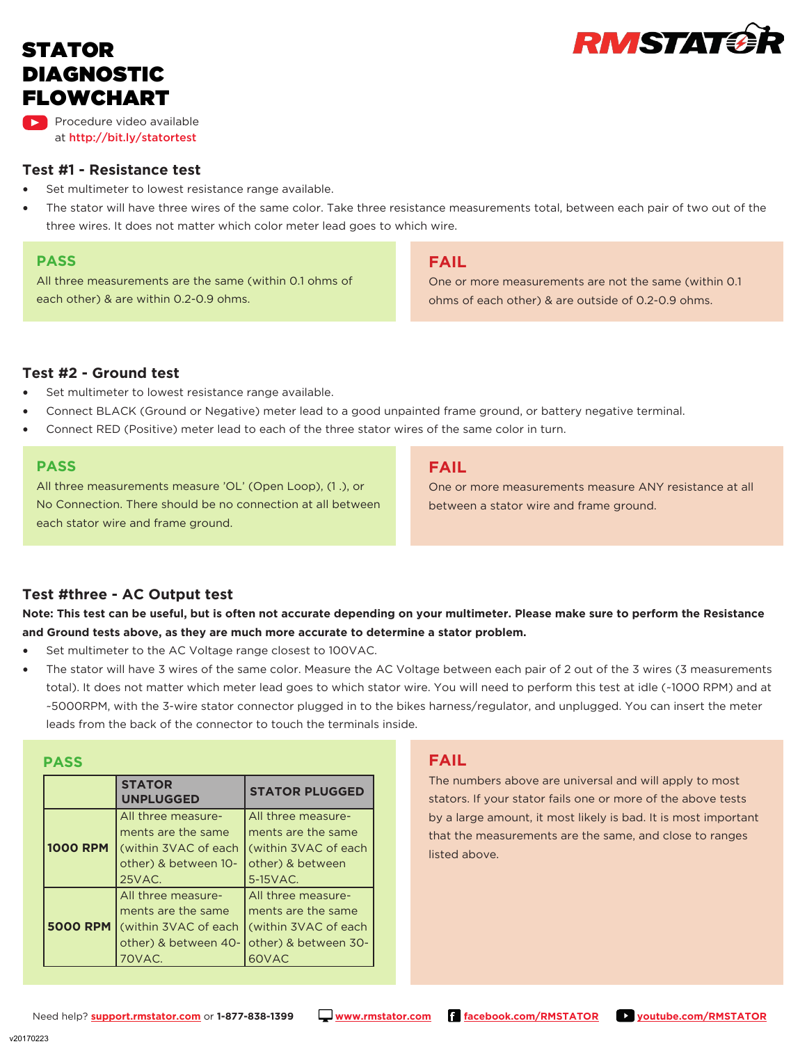# STATOR DIAGNOSTIC FLOWCHART

RMSTATOR

Procedure video available at http://bit.ly/statortest

## Test #1 - Resistance test

- Set multimeter to lowest resistance range available.
- The stator will have three wires of the same color. Take three resistance measurements total, between each pair of two out of the three wires. It does not matter which color meter lead goes to which wire.

**PASS**

All three measurements are the same (within 0.1 ohms of each other) & are within 0.2-0.9 ohms.

**FAIL**

One or more measurements are not the same (within 0.1 ohms of each other) & are outside of 0.2-0.9 ohms.

## Test #2 - Ground test

- Set multimeter to lowest resistance range available.
- Connect BLACK (Ground or Negative) meter lead to a good unpainted frame ground, or battery negative terminal.
- Connect RED (Positive) meter lead to each of the three stator wires of the same color in turn.

**PASS**

All three measurements measure 'OL' (Open Loop), (1 .), or No Connection. There should be no connection at all between each stator wire and frame ground.

**FAIL**

One or more measurements measure ANY resistance at all between a stator wire and frame ground.

## Test #three - AC Output test

**Note: This test can be useful, but is often not accurate depending on your multimeter. Please make sure to perform the Resistance and Ground tests above, as they are much more accurate to determine a stator problem.**

- Set multimeter to the AC Voltage range closest to 100VAC.
- The stator will have 3 wires of the same color. Measure the AC Voltage between each pair of 2 out of the 3 wires (3 measurements total). It does not matter which meter lead goes to which stator wire. You will need to perform this test at idle (~1000 RPM) and at ~5000RPM, with the 3-wire stator connector plugged in to the bikes harness/regulator, and unplugged. You can insert the meter leads from the back of the connector to touch the terminals inside.

**PASS**

| | STATOR UNPLUGGED | STATOR PLUGGED |
|---|---|---|
| **1000 RPM** | All three measurements are the same (within 3VAC of each other) & between 10-25VAC. | All three measurements are the same (within 3VAC of each other) & between 5-15VAC. |
| **5000 RPM** | All three measurements are the same (within 3VAC of each other) & between 40-70VAC. | All three measurements are the same (within 3VAC of each other) & between 30-60VAC |

**FAIL**

The numbers above are universal and will apply to most stators. If your stator fails one or more of the above tests by a large amount, it most likely is bad. It is most important that the measurements are the same, and close to ranges listed above.

Need help? support.rmstator.com or 1-877-838-1399 www.rmstator.com facebook.com/RMSTATOR youtube.com/RMSTATOR

v20170223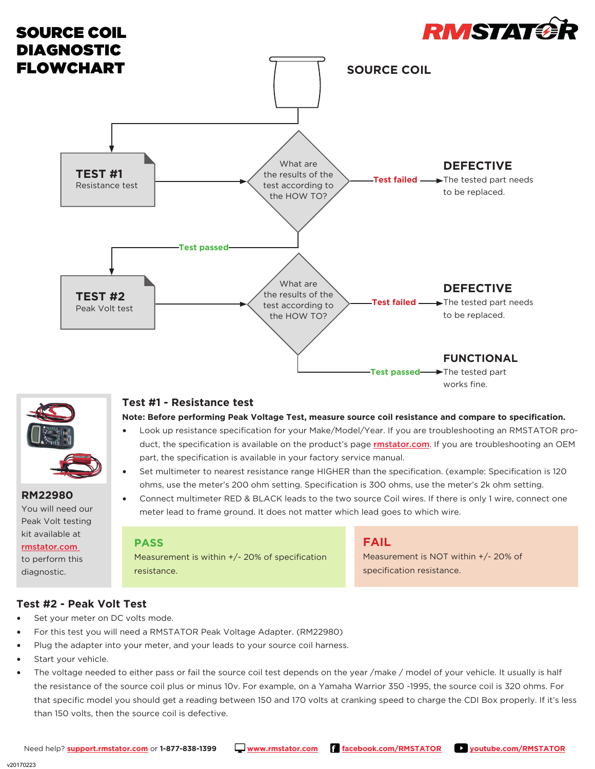# SOURCE COIL DIAGNOSTIC FLOWCHART

RMSTATOR

SOURCE COIL

**TEST #1**
Resistance test

What are the results of the test according to the HOW TO?

Test failed → **DEFECTIVE** The tested part needs to be replaced.

Test passed

**TEST #2**
Peak Volt test

What are the results of the test according to the HOW TO?

Test failed → **DEFECTIVE** The tested part needs to be replaced.

Test passed → **FUNCTIONAL** The tested part works fine.

**RM22980**
You will need our Peak Volt testing kit available at rmstator.com to perform this diagnostic.

## Test #1 - Resistance test

**Note: Before performing Peak Voltage Test, measure source coil resistance and compare to specification.**

- Look up resistance specification for your Make/Model/Year. If you are troubleshooting an RMSTATOR product, the specification is available on the product's page rmstator.com. If you are troubleshooting an OEM part, the specification is available in your factory service manual.
- Set multimeter to nearest resistance range HIGHER than the specification. (example: Specification is 120 ohms, use the meter's 200 ohm setting. Specification is 300 ohms, use the meter's 2k ohm setting.
- Connect multimeter RED & BLACK leads to the two source Coil wires. If there is only 1 wire, connect one meter lead to frame ground. It does not matter which lead goes to which wire.

**PASS**
Measurement is within +/- 20% of specification resistance.

**FAIL**
Measurement is NOT within +/- 20% of specification resistance.

## Test #2 - Peak Volt Test

- Set your meter on DC volts mode.
- For this test you will need a RMSTATOR Peak Voltage Adapter. (RM22980)
- Plug the adapter into your meter, and your leads to your source coil harness.
- Start your vehicle.
- The voltage needed to either pass or fail the source coil test depends on the year /make / model of your vehicle. It usually is half the resistance of the source coil plus or minus 10v. For example, on a Yamaha Warrior 350 -1995, the source coil is 320 ohms. For that specific model you should get a reading between 150 and 170 volts at cranking speed to charge the CDI Box properly. If it's less than 150 volts, then the source coil is defective.

Need help? support.rmstator.com or 1-877-838-1399 www.rmstator.com facebook.com/RMSTATOR youtube.com/RMSTATOR

v20170223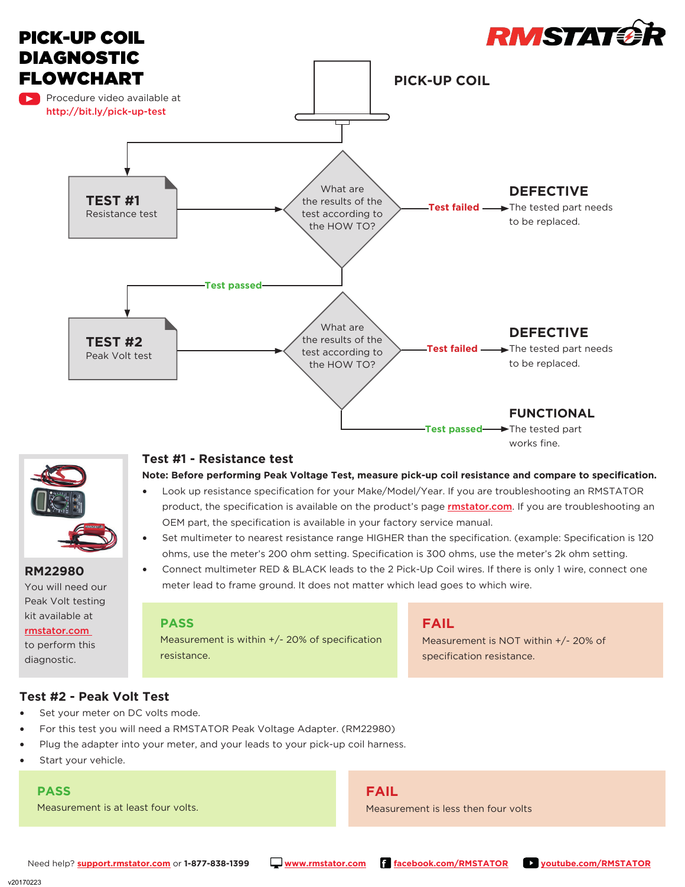# PICK-UP COIL DIAGNOSTIC FLOWCHART

Procedure video available at
http://bit.ly/pick-up-test

RMSTATOR

PICK-UP COIL

**TEST #1**
Resistance test

What are the results of the test according to the HOW TO?

Test failed

**DEFECTIVE**
The tested part needs to be replaced.

Test passed

**TEST #2**
Peak Volt test

What are the results of the test according to the HOW TO?

Test failed

**DEFECTIVE**
The tested part needs to be replaced.

Test passed

**FUNCTIONAL**
The tested part works fine.

**RM22980**
You will need our Peak Volt testing kit available at rmstator.com to perform this diagnostic.

## Test #1 - Resistance test

**Note: Before performing Peak Voltage Test, measure pick-up coil resistance and compare to specification.**

- Look up resistance specification for your Make/Model/Year. If you are troubleshooting an RMSTATOR product, the specification is available on the product's page rmstator.com. If you are troubleshooting an OEM part, the specification is available in your factory service manual.
- Set multimeter to nearest resistance range HIGHER than the specification. (example: Specification is 120 ohms, use the meter's 200 ohm setting. Specification is 300 ohms, use the meter's 2k ohm setting.
- Connect multimeter RED & BLACK leads to the 2 Pick-Up Coil wires. If there is only 1 wire, connect one meter lead to frame ground. It does not matter which lead goes to which wire.

**PASS**
Measurement is within +/- 20% of specification resistance.

**FAIL**
Measurement is NOT within +/- 20% of specification resistance.

## Test #2 - Peak Volt Test

- Set your meter on DC volts mode.
- For this test you will need a RMSTATOR Peak Voltage Adapter. (RM22980)
- Plug the adapter into your meter, and your leads to your pick-up coil harness.
- Start your vehicle.

**PASS**
Measurement is at least four volts.

**FAIL**
Measurement is less then four volts

Need help? support.rmstator.com or 1-877-838-1399 www.rmstator.com facebook.com/RMSTATOR youtube.com/RMSTATOR

v20170223